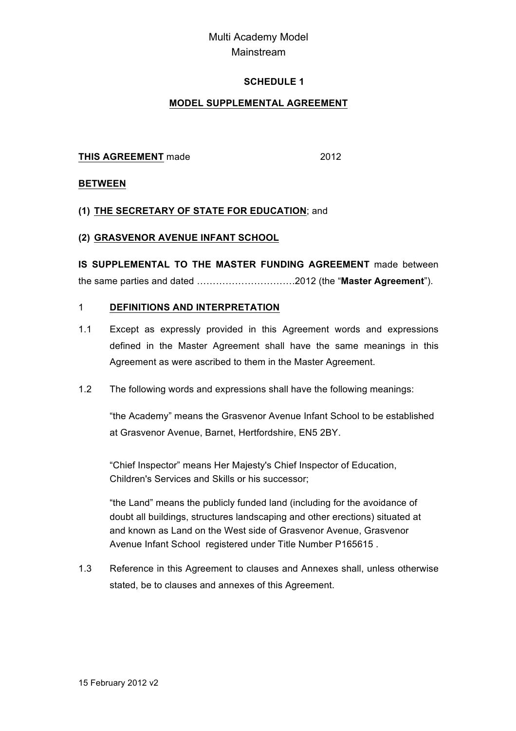Multi Academy Model
Mainstream

## SCHEDULE 1

## MODEL SUPPLEMENTAL AGREEMENT

**THIS AGREEMENT** made 2012

**BETWEEN**

**(1) THE SECRETARY OF STATE FOR EDUCATION**; and

**(2) GRASVENOR AVENUE INFANT SCHOOL**

**IS SUPPLEMENTAL TO THE MASTER FUNDING AGREEMENT** made between the same parties and dated …………………………2012 (the "**Master Agreement**").

1 **DEFINITIONS AND INTERPRETATION**

1.1 Except as expressly provided in this Agreement words and expressions defined in the Master Agreement shall have the same meanings in this Agreement as were ascribed to them in the Master Agreement.

1.2 The following words and expressions shall have the following meanings:

"the Academy" means the Grasvenor Avenue Infant School to be established at Grasvenor Avenue, Barnet, Hertfordshire, EN5 2BY.

"Chief Inspector" means Her Majesty's Chief Inspector of Education, Children's Services and Skills or his successor;

"the Land" means the publicly funded land (including for the avoidance of doubt all buildings, structures landscaping and other erections) situated at and known as Land on the West side of Grasvenor Avenue, Grasvenor Avenue Infant School registered under Title Number P165615 .

1.3 Reference in this Agreement to clauses and Annexes shall, unless otherwise stated, be to clauses and annexes of this Agreement.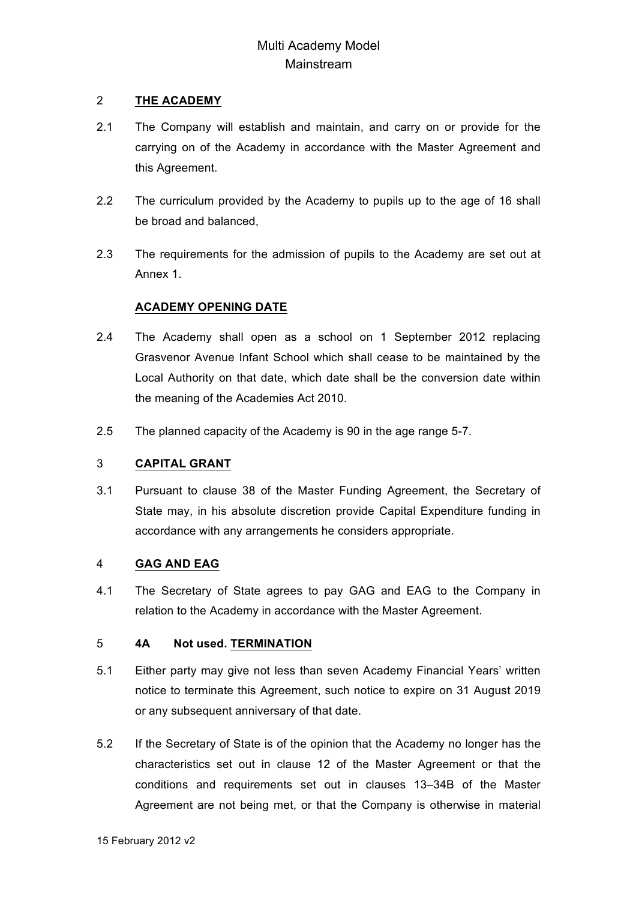## 2 THE ACADEMY

2.1 The Company will establish and maintain, and carry on or provide for the carrying on of the Academy in accordance with the Master Agreement and this Agreement.

2.2 The curriculum provided by the Academy to pupils up to the age of 16 shall be broad and balanced,

2.3 The requirements for the admission of pupils to the Academy are set out at Annex 1.

**ACADEMY OPENING DATE**

2.4 The Academy shall open as a school on 1 September 2012 replacing Grasvenor Avenue Infant School which shall cease to be maintained by the Local Authority on that date, which date shall be the conversion date within the meaning of the Academies Act 2010.

2.5 The planned capacity of the Academy is 90 in the age range 5-7.

## 3 CAPITAL GRANT

3.1 Pursuant to clause 38 of the Master Funding Agreement, the Secretary of State may, in his absolute discretion provide Capital Expenditure funding in accordance with any arrangements he considers appropriate.

## 4 GAG AND EAG

4.1 The Secretary of State agrees to pay GAG and EAG to the Company in relation to the Academy in accordance with the Master Agreement.

## 5 4A Not used. TERMINATION

5.1 Either party may give not less than seven Academy Financial Years' written notice to terminate this Agreement, such notice to expire on 31 August 2019 or any subsequent anniversary of that date.

5.2 If the Secretary of State is of the opinion that the Academy no longer has the characteristics set out in clause 12 of the Master Agreement or that the conditions and requirements set out in clauses 13–34B of the Master Agreement are not being met, or that the Company is otherwise in material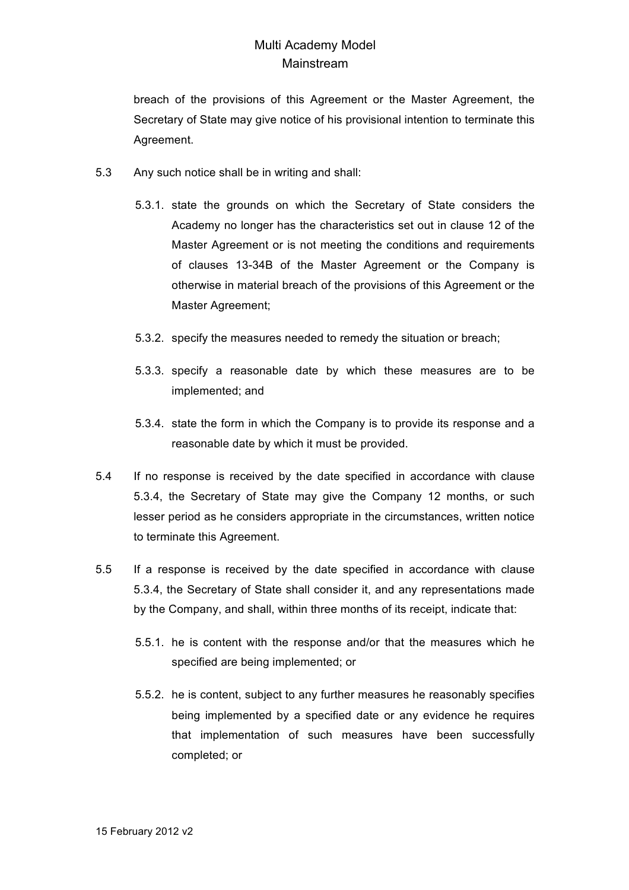breach of the provisions of this Agreement or the Master Agreement, the Secretary of State may give notice of his provisional intention to terminate this Agreement.

5.3 Any such notice shall be in writing and shall:

5.3.1. state the grounds on which the Secretary of State considers the Academy no longer has the characteristics set out in clause 12 of the Master Agreement or is not meeting the conditions and requirements of clauses 13-34B of the Master Agreement or the Company is otherwise in material breach of the provisions of this Agreement or the Master Agreement;

5.3.2. specify the measures needed to remedy the situation or breach;

5.3.3. specify a reasonable date by which these measures are to be implemented; and

5.3.4. state the form in which the Company is to provide its response and a reasonable date by which it must be provided.

5.4 If no response is received by the date specified in accordance with clause 5.3.4, the Secretary of State may give the Company 12 months, or such lesser period as he considers appropriate in the circumstances, written notice to terminate this Agreement.

5.5 If a response is received by the date specified in accordance with clause 5.3.4, the Secretary of State shall consider it, and any representations made by the Company, and shall, within three months of its receipt, indicate that:

5.5.1. he is content with the response and/or that the measures which he specified are being implemented; or

5.5.2. he is content, subject to any further measures he reasonably specifies being implemented by a specified date or any evidence he requires that implementation of such measures have been successfully completed; or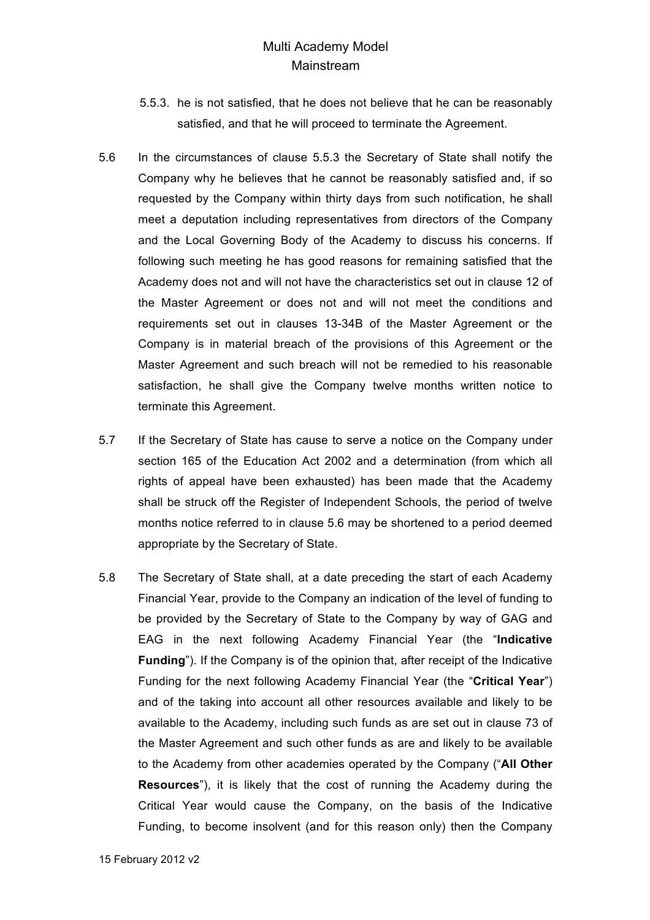5.5.3. he is not satisfied, that he does not believe that he can be reasonably satisfied, and that he will proceed to terminate the Agreement.

5.6 In the circumstances of clause 5.5.3 the Secretary of State shall notify the Company why he believes that he cannot be reasonably satisfied and, if so requested by the Company within thirty days from such notification, he shall meet a deputation including representatives from directors of the Company and the Local Governing Body of the Academy to discuss his concerns. If following such meeting he has good reasons for remaining satisfied that the Academy does not and will not have the characteristics set out in clause 12 of the Master Agreement or does not and will not meet the conditions and requirements set out in clauses 13-34B of the Master Agreement or the Company is in material breach of the provisions of this Agreement or the Master Agreement and such breach will not be remedied to his reasonable satisfaction, he shall give the Company twelve months written notice to terminate this Agreement.

5.7 If the Secretary of State has cause to serve a notice on the Company under section 165 of the Education Act 2002 and a determination (from which all rights of appeal have been exhausted) has been made that the Academy shall be struck off the Register of Independent Schools, the period of twelve months notice referred to in clause 5.6 may be shortened to a period deemed appropriate by the Secretary of State.

5.8 The Secretary of State shall, at a date preceding the start of each Academy Financial Year, provide to the Company an indication of the level of funding to be provided by the Secretary of State to the Company by way of GAG and EAG in the next following Academy Financial Year (the "**Indicative Funding**"). If the Company is of the opinion that, after receipt of the Indicative Funding for the next following Academy Financial Year (the "**Critical Year**") and of the taking into account all other resources available and likely to be available to the Academy, including such funds as are set out in clause 73 of the Master Agreement and such other funds as are and likely to be available to the Academy from other academies operated by the Company ("**All Other Resources**"), it is likely that the cost of running the Academy during the Critical Year would cause the Company, on the basis of the Indicative Funding, to become insolvent (and for this reason only) then the Company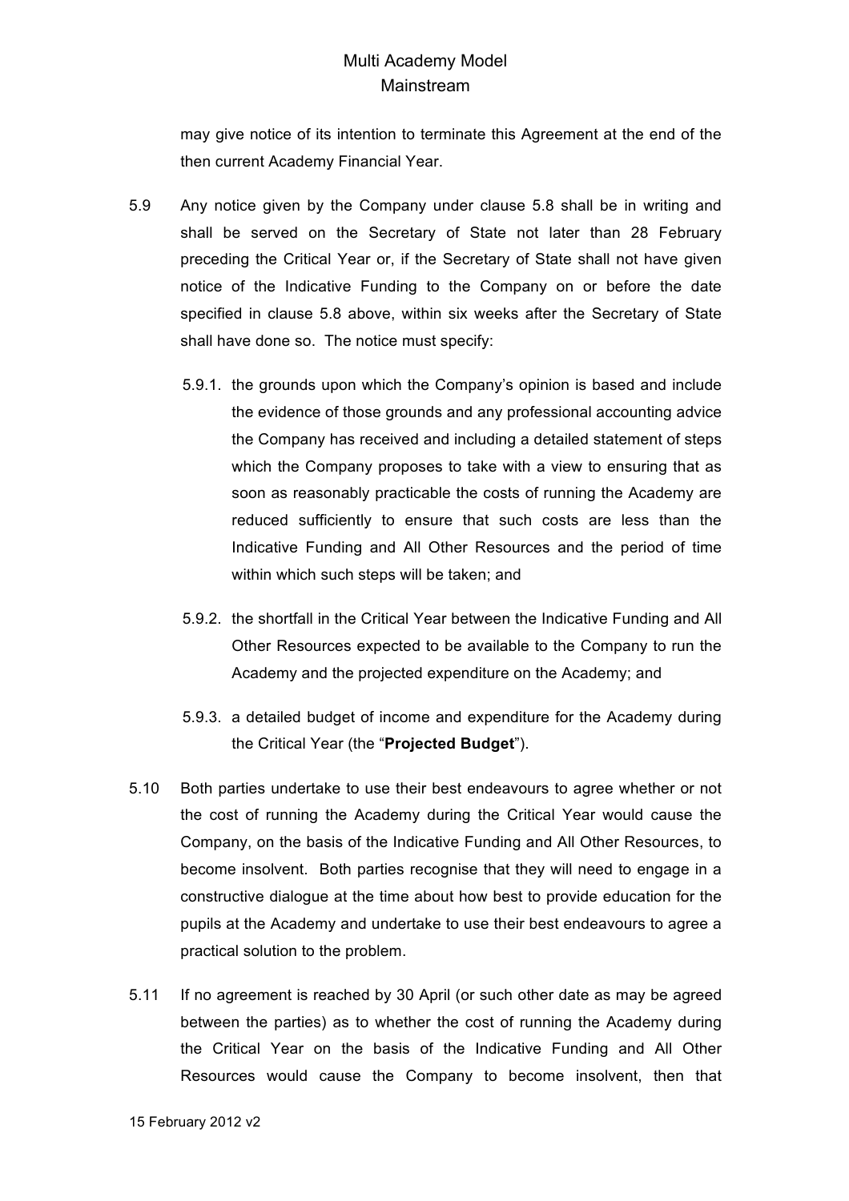may give notice of its intention to terminate this Agreement at the end of the then current Academy Financial Year.

5.9 Any notice given by the Company under clause 5.8 shall be in writing and shall be served on the Secretary of State not later than 28 February preceding the Critical Year or, if the Secretary of State shall not have given notice of the Indicative Funding to the Company on or before the date specified in clause 5.8 above, within six weeks after the Secretary of State shall have done so. The notice must specify:

5.9.1. the grounds upon which the Company's opinion is based and include the evidence of those grounds and any professional accounting advice the Company has received and including a detailed statement of steps which the Company proposes to take with a view to ensuring that as soon as reasonably practicable the costs of running the Academy are reduced sufficiently to ensure that such costs are less than the Indicative Funding and All Other Resources and the period of time within which such steps will be taken; and

5.9.2. the shortfall in the Critical Year between the Indicative Funding and All Other Resources expected to be available to the Company to run the Academy and the projected expenditure on the Academy; and

5.9.3. a detailed budget of income and expenditure for the Academy during the Critical Year (the "**Projected Budget**").

5.10 Both parties undertake to use their best endeavours to agree whether or not the cost of running the Academy during the Critical Year would cause the Company, on the basis of the Indicative Funding and All Other Resources, to become insolvent. Both parties recognise that they will need to engage in a constructive dialogue at the time about how best to provide education for the pupils at the Academy and undertake to use their best endeavours to agree a practical solution to the problem.

5.11 If no agreement is reached by 30 April (or such other date as may be agreed between the parties) as to whether the cost of running the Academy during the Critical Year on the basis of the Indicative Funding and All Other Resources would cause the Company to become insolvent, then that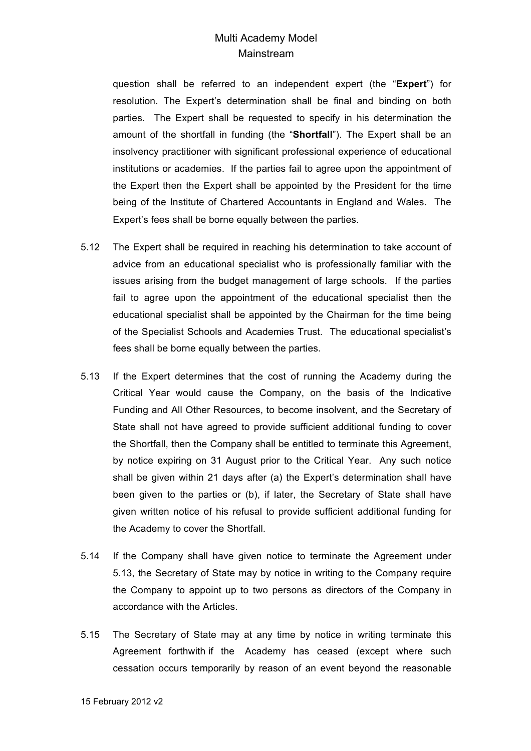question shall be referred to an independent expert (the "**Expert**") for resolution. The Expert's determination shall be final and binding on both parties. The Expert shall be requested to specify in his determination the amount of the shortfall in funding (the "**Shortfall**"). The Expert shall be an insolvency practitioner with significant professional experience of educational institutions or academies. If the parties fail to agree upon the appointment of the Expert then the Expert shall be appointed by the President for the time being of the Institute of Chartered Accountants in England and Wales. The Expert's fees shall be borne equally between the parties.

5.12 The Expert shall be required in reaching his determination to take account of advice from an educational specialist who is professionally familiar with the issues arising from the budget management of large schools. If the parties fail to agree upon the appointment of the educational specialist then the educational specialist shall be appointed by the Chairman for the time being of the Specialist Schools and Academies Trust. The educational specialist's fees shall be borne equally between the parties.

5.13 If the Expert determines that the cost of running the Academy during the Critical Year would cause the Company, on the basis of the Indicative Funding and All Other Resources, to become insolvent, and the Secretary of State shall not have agreed to provide sufficient additional funding to cover the Shortfall, then the Company shall be entitled to terminate this Agreement, by notice expiring on 31 August prior to the Critical Year. Any such notice shall be given within 21 days after (a) the Expert's determination shall have been given to the parties or (b), if later, the Secretary of State shall have given written notice of his refusal to provide sufficient additional funding for the Academy to cover the Shortfall.

5.14 If the Company shall have given notice to terminate the Agreement under 5.13, the Secretary of State may by notice in writing to the Company require the Company to appoint up to two persons as directors of the Company in accordance with the Articles.

5.15 The Secretary of State may at any time by notice in writing terminate this Agreement forthwith if the Academy has ceased (except where such cessation occurs temporarily by reason of an event beyond the reasonable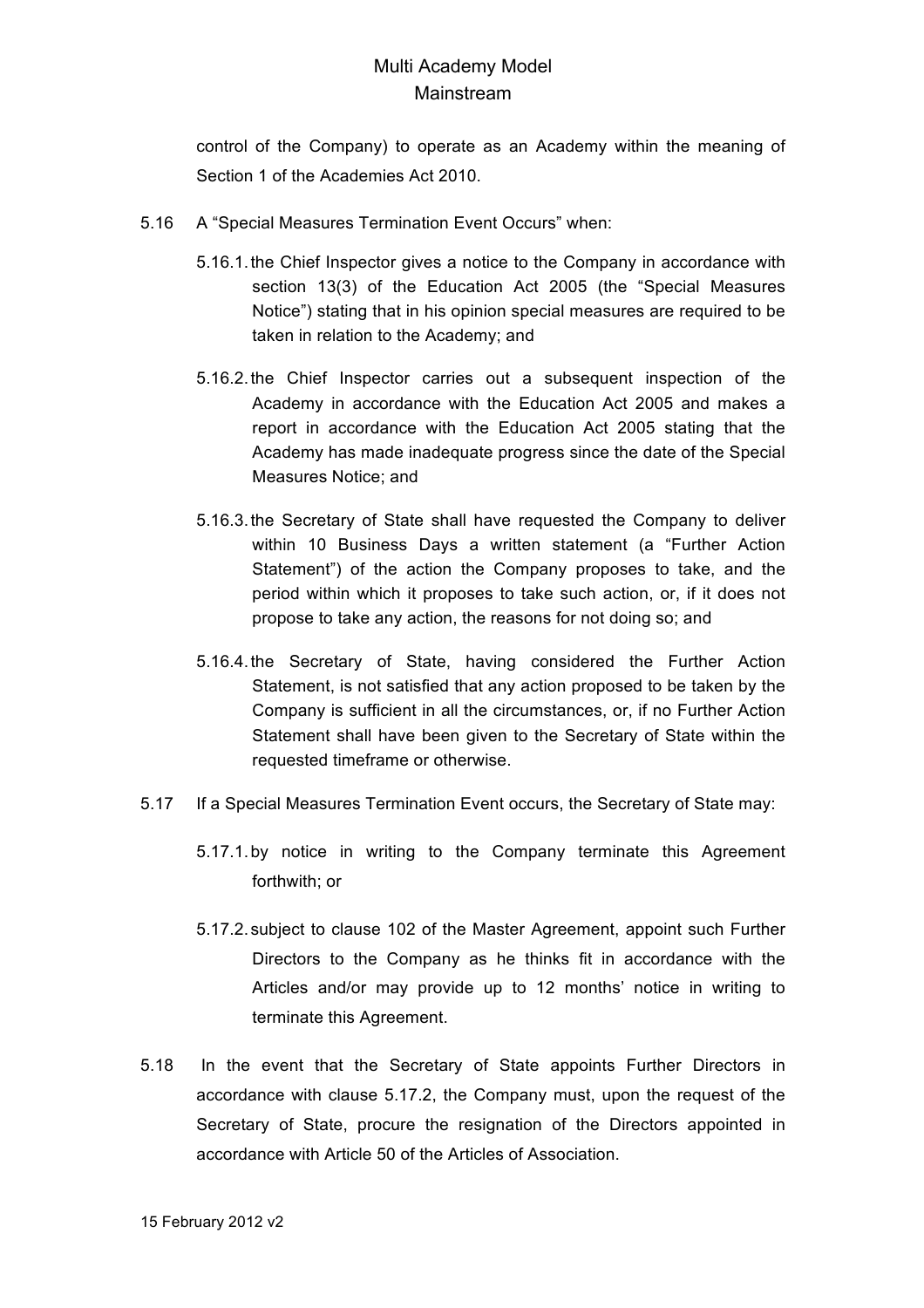control of the Company) to operate as an Academy within the meaning of Section 1 of the Academies Act 2010.

5.16 A "Special Measures Termination Event Occurs" when:

5.16.1. the Chief Inspector gives a notice to the Company in accordance with section 13(3) of the Education Act 2005 (the "Special Measures Notice") stating that in his opinion special measures are required to be taken in relation to the Academy; and

5.16.2. the Chief Inspector carries out a subsequent inspection of the Academy in accordance with the Education Act 2005 and makes a report in accordance with the Education Act 2005 stating that the Academy has made inadequate progress since the date of the Special Measures Notice; and

5.16.3. the Secretary of State shall have requested the Company to deliver within 10 Business Days a written statement (a "Further Action Statement") of the action the Company proposes to take, and the period within which it proposes to take such action, or, if it does not propose to take any action, the reasons for not doing so; and

5.16.4. the Secretary of State, having considered the Further Action Statement, is not satisfied that any action proposed to be taken by the Company is sufficient in all the circumstances, or, if no Further Action Statement shall have been given to the Secretary of State within the requested timeframe or otherwise.

5.17 If a Special Measures Termination Event occurs, the Secretary of State may:

5.17.1. by notice in writing to the Company terminate this Agreement forthwith; or

5.17.2. subject to clause 102 of the Master Agreement, appoint such Further Directors to the Company as he thinks fit in accordance with the Articles and/or may provide up to 12 months' notice in writing to terminate this Agreement.

5.18 In the event that the Secretary of State appoints Further Directors in accordance with clause 5.17.2, the Company must, upon the request of the Secretary of State, procure the resignation of the Directors appointed in accordance with Article 50 of the Articles of Association.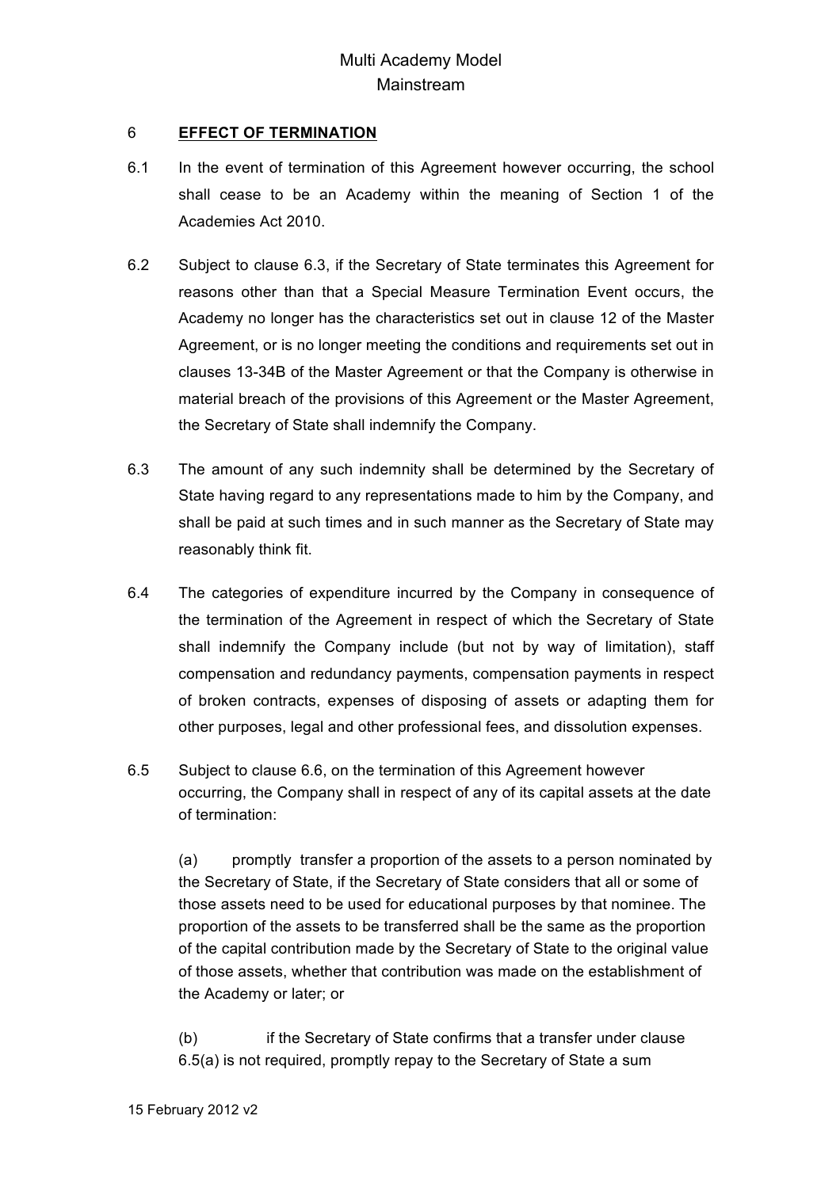## 6 **EFFECT OF TERMINATION**

6.1 In the event of termination of this Agreement however occurring, the school shall cease to be an Academy within the meaning of Section 1 of the Academies Act 2010.

6.2 Subject to clause 6.3, if the Secretary of State terminates this Agreement for reasons other than that a Special Measure Termination Event occurs, the Academy no longer has the characteristics set out in clause 12 of the Master Agreement, or is no longer meeting the conditions and requirements set out in clauses 13-34B of the Master Agreement or that the Company is otherwise in material breach of the provisions of this Agreement or the Master Agreement, the Secretary of State shall indemnify the Company.

6.3 The amount of any such indemnity shall be determined by the Secretary of State having regard to any representations made to him by the Company, and shall be paid at such times and in such manner as the Secretary of State may reasonably think fit.

6.4 The categories of expenditure incurred by the Company in consequence of the termination of the Agreement in respect of which the Secretary of State shall indemnify the Company include (but not by way of limitation), staff compensation and redundancy payments, compensation payments in respect of broken contracts, expenses of disposing of assets or adapting them for other purposes, legal and other professional fees, and dissolution expenses.

6.5 Subject to clause 6.6, on the termination of this Agreement however occurring, the Company shall in respect of any of its capital assets at the date of termination:

(a) promptly transfer a proportion of the assets to a person nominated by the Secretary of State, if the Secretary of State considers that all or some of those assets need to be used for educational purposes by that nominee. The proportion of the assets to be transferred shall be the same as the proportion of the capital contribution made by the Secretary of State to the original value of those assets, whether that contribution was made on the establishment of the Academy or later; or

(b) if the Secretary of State confirms that a transfer under clause 6.5(a) is not required, promptly repay to the Secretary of State a sum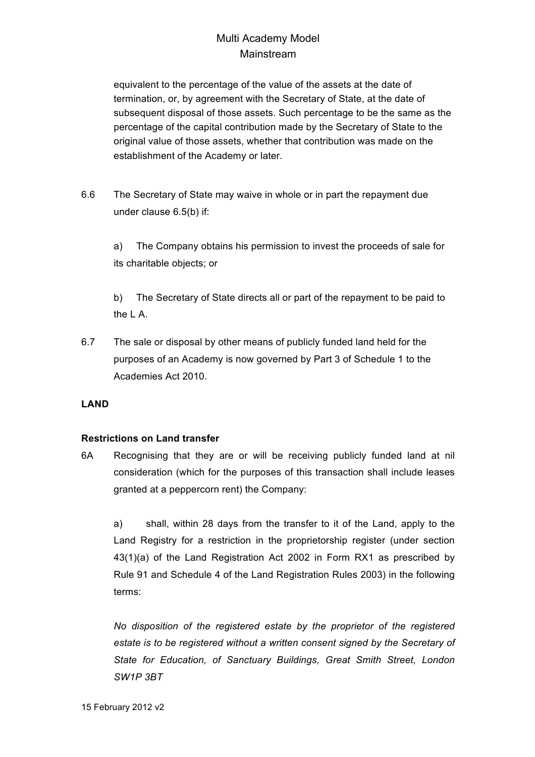equivalent to the percentage of the value of the assets at the date of termination, or, by agreement with the Secretary of State, at the date of subsequent disposal of those assets. Such percentage to be the same as the percentage of the capital contribution made by the Secretary of State to the original value of those assets, whether that contribution was made on the establishment of the Academy or later.

6.6 The Secretary of State may waive in whole or in part the repayment due under clause 6.5(b) if:

a) The Company obtains his permission to invest the proceeds of sale for its charitable objects; or

b) The Secretary of State directs all or part of the repayment to be paid to the L A.

6.7 The sale or disposal by other means of publicly funded land held for the purposes of an Academy is now governed by Part 3 of Schedule 1 to the Academies Act 2010.

**LAND**

**Restrictions on Land transfer**

6A Recognising that they are or will be receiving publicly funded land at nil consideration (which for the purposes of this transaction shall include leases granted at a peppercorn rent) the Company:

a) shall, within 28 days from the transfer to it of the Land, apply to the Land Registry for a restriction in the proprietorship register (under section 43(1)(a) of the Land Registration Act 2002 in Form RX1 as prescribed by Rule 91 and Schedule 4 of the Land Registration Rules 2003) in the following terms:

*No disposition of the registered estate by the proprietor of the registered estate is to be registered without a written consent signed by the Secretary of State for Education, of Sanctuary Buildings, Great Smith Street, London SW1P 3BT*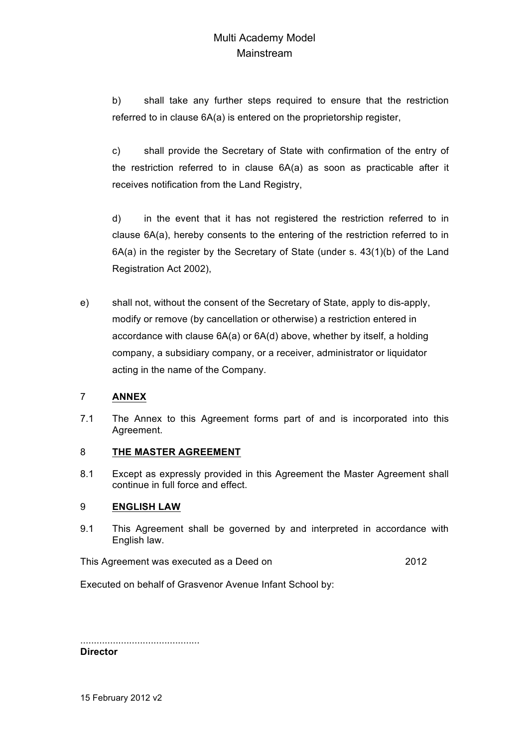b) shall take any further steps required to ensure that the restriction referred to in clause 6A(a) is entered on the proprietorship register,

c) shall provide the Secretary of State with confirmation of the entry of the restriction referred to in clause 6A(a) as soon as practicable after it receives notification from the Land Registry,

d) in the event that it has not registered the restriction referred to in clause 6A(a), hereby consents to the entering of the restriction referred to in 6A(a) in the register by the Secretary of State (under s. 43(1)(b) of the Land Registration Act 2002),

e) shall not, without the consent of the Secretary of State, apply to dis-apply, modify or remove (by cancellation or otherwise) a restriction entered in accordance with clause 6A(a) or 6A(d) above, whether by itself, a holding company, a subsidiary company, or a receiver, administrator or liquidator acting in the name of the Company.

## 7 **ANNEX**

7.1 The Annex to this Agreement forms part of and is incorporated into this Agreement.

## 8 **THE MASTER AGREEMENT**

8.1 Except as expressly provided in this Agreement the Master Agreement shall continue in full force and effect.

## 9 **ENGLISH LAW**

9.1 This Agreement shall be governed by and interpreted in accordance with English law.

This Agreement was executed as a Deed on 2012

Executed on behalf of Grasvenor Avenue Infant School by:

...........................................
**Director**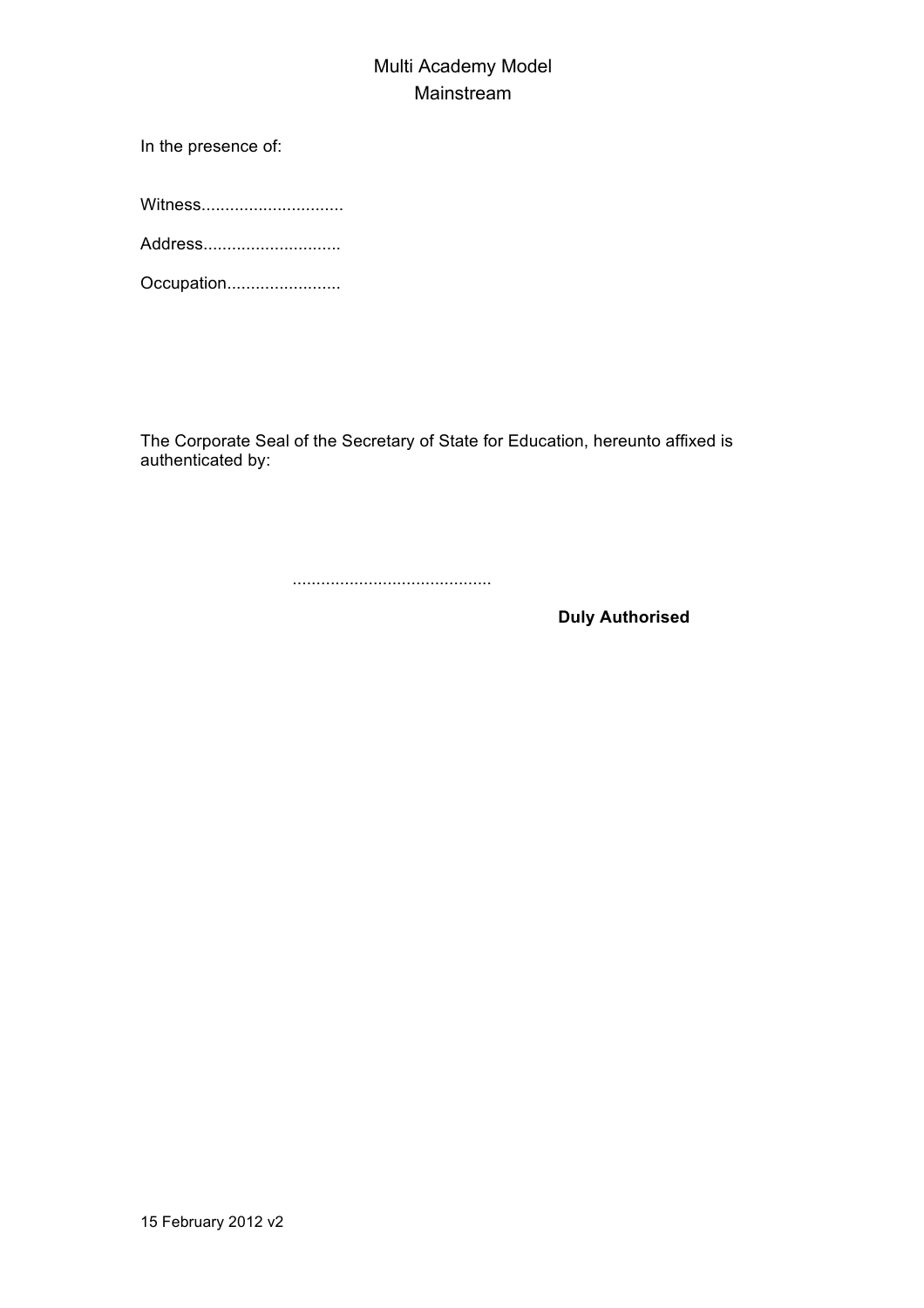In the presence of:

Witness.............................

Address............................

Occupation.......................

The Corporate Seal of the Secretary of State for Education, hereunto affixed is authenticated by:

.........................................

**Duly Authorised**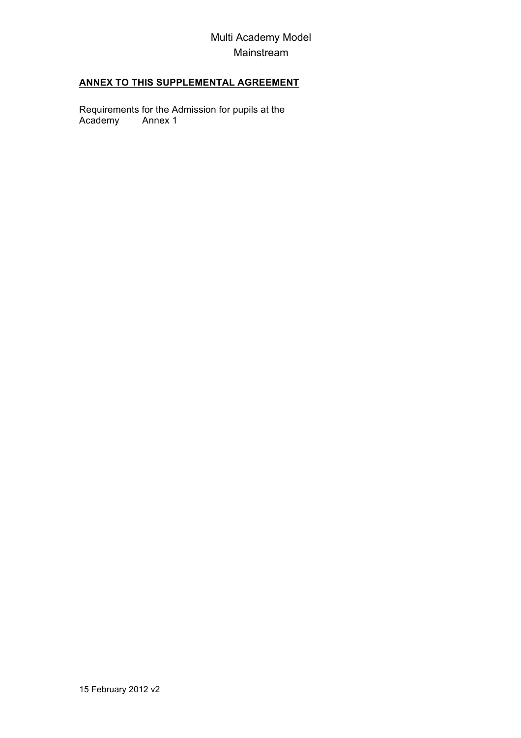**ANNEX TO THIS SUPPLEMENTAL AGREEMENT**

| | |
|---|---|
| Requirements for the Admission for pupils at the Academy | Annex 1 |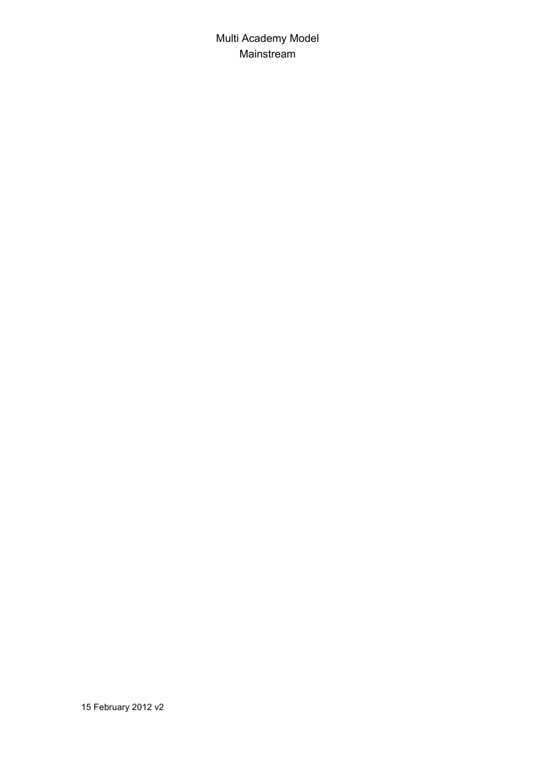Multi Academy Model
Mainstream

15 February 2012 v2